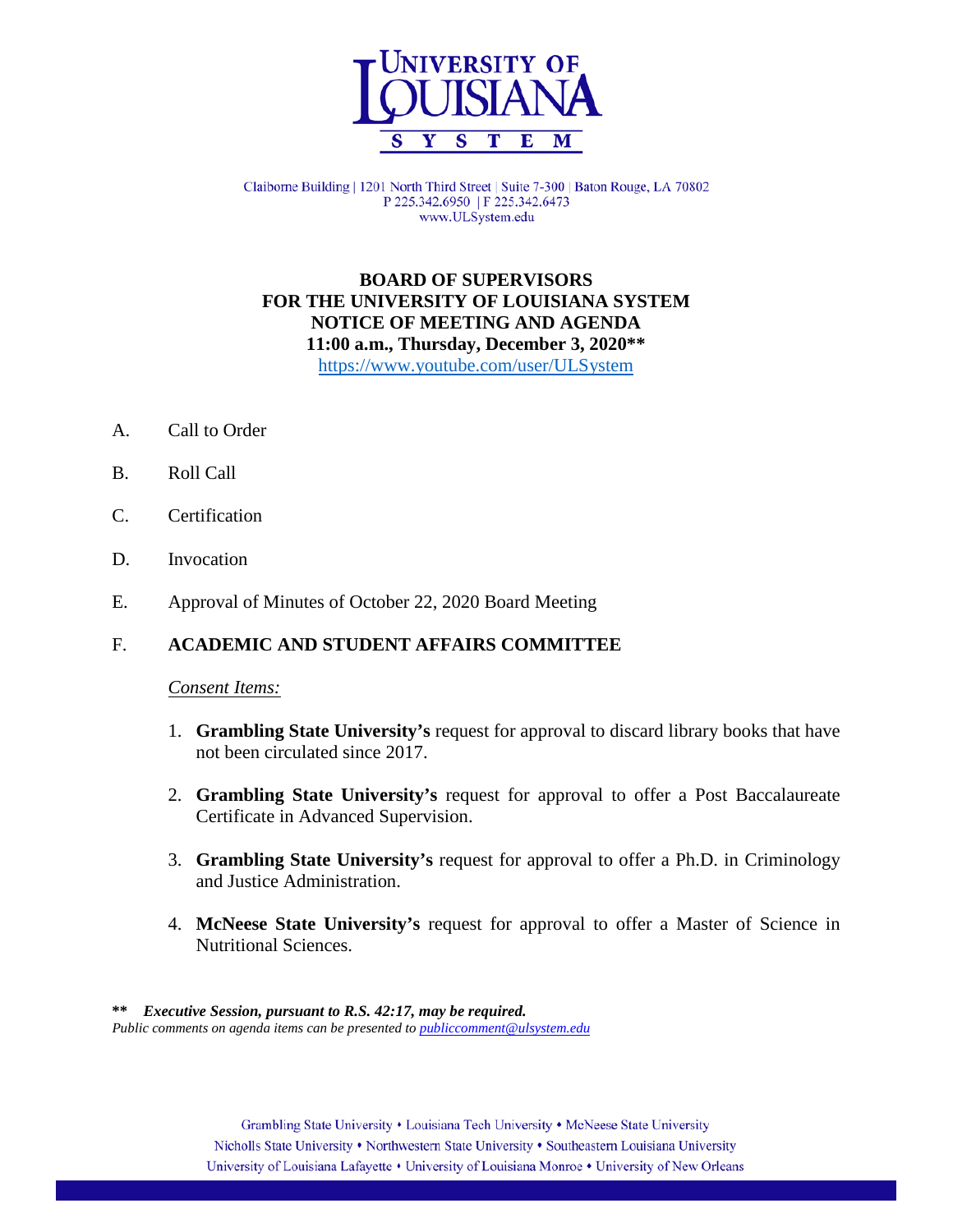# UNIVERSITY OF LOUISIANA SYSTEM

Claiborne Building | 1201 North Third Street | Suite 7-300 | Baton Rouge, LA 70802
P 225.342.6950 | F 225.342.6473
www.ULSystem.edu

**BOARD OF SUPERVISORS**
**FOR THE UNIVERSITY OF LOUISIANA SYSTEM**
**NOTICE OF MEETING AND AGENDA**
**11:00 a.m., Thursday, December 3, 2020****
https://www.youtube.com/user/ULSystem

A. Call to Order

B. Roll Call

C. Certification

D. Invocation

E. Approval of Minutes of October 22, 2020 Board Meeting

F. **ACADEMIC AND STUDENT AFFAIRS COMMITTEE**

*Consent Items:*

1. **Grambling State University's** request for approval to discard library books that have not been circulated since 2017.

2. **Grambling State University's** request for approval to offer a Post Baccalaureate Certificate in Advanced Supervision.

3. **Grambling State University's** request for approval to offer a Ph.D. in Criminology and Justice Administration.

4. **McNeese State University's** request for approval to offer a Master of Science in Nutritional Sciences.

**\*\*** ***Executive Session, pursuant to R.S. 42:17, may be required.***
*Public comments on agenda items can be presented to publiccomment@ulsystem.edu*

Grambling State University • Louisiana Tech University • McNeese State University
Nicholls State University • Northwestern State University • Southeastern Louisiana University
University of Louisiana Lafayette • University of Louisiana Monroe • University of New Orleans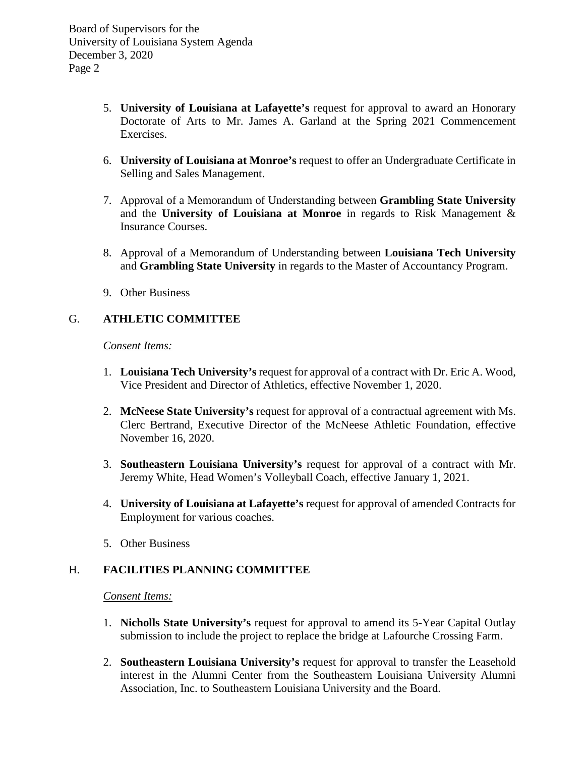5. **University of Louisiana at Lafayette's** request for approval to award an Honorary Doctorate of Arts to Mr. James A. Garland at the Spring 2021 Commencement Exercises.

6. **University of Louisiana at Monroe's** request to offer an Undergraduate Certificate in Selling and Sales Management.

7. Approval of a Memorandum of Understanding between **Grambling State University** and the **University of Louisiana at Monroe** in regards to Risk Management & Insurance Courses.

8. Approval of a Memorandum of Understanding between **Louisiana Tech University** and **Grambling State University** in regards to the Master of Accountancy Program.

9. Other Business

## G. ATHLETIC COMMITTEE

*Consent Items:*

1. **Louisiana Tech University's** request for approval of a contract with Dr. Eric A. Wood, Vice President and Director of Athletics, effective November 1, 2020.

2. **McNeese State University's** request for approval of a contractual agreement with Ms. Clerc Bertrand, Executive Director of the McNeese Athletic Foundation, effective November 16, 2020.

3. **Southeastern Louisiana University's** request for approval of a contract with Mr. Jeremy White, Head Women's Volleyball Coach, effective January 1, 2021.

4. **University of Louisiana at Lafayette's** request for approval of amended Contracts for Employment for various coaches.

5. Other Business

## H. FACILITIES PLANNING COMMITTEE

*Consent Items:*

1. **Nicholls State University's** request for approval to amend its 5-Year Capital Outlay submission to include the project to replace the bridge at Lafourche Crossing Farm.

2. **Southeastern Louisiana University's** request for approval to transfer the Leasehold interest in the Alumni Center from the Southeastern Louisiana University Alumni Association, Inc. to Southeastern Louisiana University and the Board.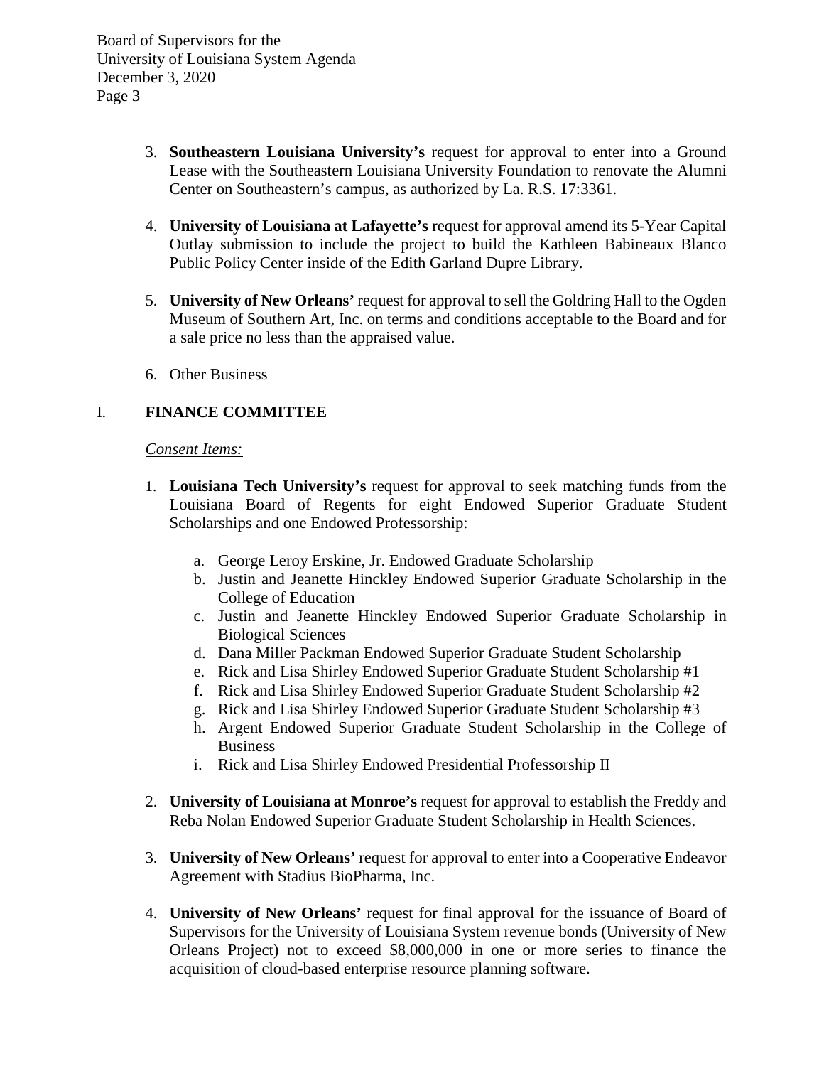3. **Southeastern Louisiana University's** request for approval to enter into a Ground Lease with the Southeastern Louisiana University Foundation to renovate the Alumni Center on Southeastern's campus, as authorized by La. R.S. 17:3361.

4. **University of Louisiana at Lafayette's** request for approval amend its 5-Year Capital Outlay submission to include the project to build the Kathleen Babineaux Blanco Public Policy Center inside of the Edith Garland Dupre Library.

5. **University of New Orleans'** request for approval to sell the Goldring Hall to the Ogden Museum of Southern Art, Inc. on terms and conditions acceptable to the Board and for a sale price no less than the appraised value.

6. Other Business

## I. FINANCE COMMITTEE

*Consent Items:*

1. **Louisiana Tech University's** request for approval to seek matching funds from the Louisiana Board of Regents for eight Endowed Superior Graduate Student Scholarships and one Endowed Professorship:

   a. George Leroy Erskine, Jr. Endowed Graduate Scholarship
   b. Justin and Jeanette Hinckley Endowed Superior Graduate Scholarship in the College of Education
   c. Justin and Jeanette Hinckley Endowed Superior Graduate Scholarship in Biological Sciences
   d. Dana Miller Packman Endowed Superior Graduate Student Scholarship
   e. Rick and Lisa Shirley Endowed Superior Graduate Student Scholarship #1
   f. Rick and Lisa Shirley Endowed Superior Graduate Student Scholarship #2
   g. Rick and Lisa Shirley Endowed Superior Graduate Student Scholarship #3
   h. Argent Endowed Superior Graduate Student Scholarship in the College of Business
   i. Rick and Lisa Shirley Endowed Presidential Professorship II

2. **University of Louisiana at Monroe's** request for approval to establish the Freddy and Reba Nolan Endowed Superior Graduate Student Scholarship in Health Sciences.

3. **University of New Orleans'** request for approval to enter into a Cooperative Endeavor Agreement with Stadius BioPharma, Inc.

4. **University of New Orleans'** request for final approval for the issuance of Board of Supervisors for the University of Louisiana System revenue bonds (University of New Orleans Project) not to exceed $8,000,000 in one or more series to finance the acquisition of cloud-based enterprise resource planning software.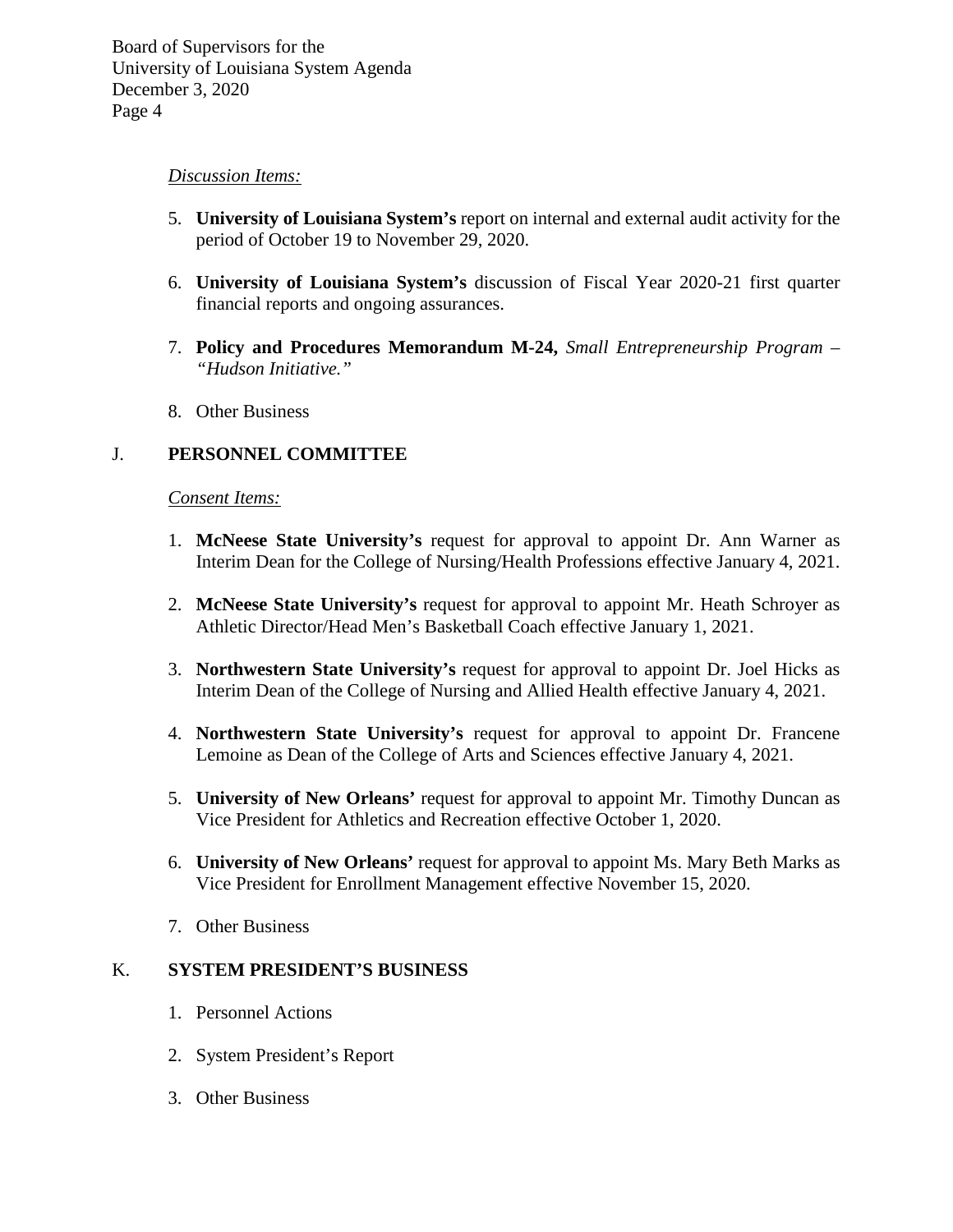*Discussion Items:*

5. **University of Louisiana System's** report on internal and external audit activity for the period of October 19 to November 29, 2020.

6. **University of Louisiana System's** discussion of Fiscal Year 2020-21 first quarter financial reports and ongoing assurances.

7. **Policy and Procedures Memorandum M-24,** *Small Entrepreneurship Program – "Hudson Initiative."*

8. Other Business

## J. PERSONNEL COMMITTEE

*Consent Items:*

1. **McNeese State University's** request for approval to appoint Dr. Ann Warner as Interim Dean for the College of Nursing/Health Professions effective January 4, 2021.

2. **McNeese State University's** request for approval to appoint Mr. Heath Schroyer as Athletic Director/Head Men's Basketball Coach effective January 1, 2021.

3. **Northwestern State University's** request for approval to appoint Dr. Joel Hicks as Interim Dean of the College of Nursing and Allied Health effective January 4, 2021.

4. **Northwestern State University's** request for approval to appoint Dr. Francene Lemoine as Dean of the College of Arts and Sciences effective January 4, 2021.

5. **University of New Orleans'** request for approval to appoint Mr. Timothy Duncan as Vice President for Athletics and Recreation effective October 1, 2020.

6. **University of New Orleans'** request for approval to appoint Ms. Mary Beth Marks as Vice President for Enrollment Management effective November 15, 2020.

7. Other Business

## K. SYSTEM PRESIDENT'S BUSINESS

1. Personnel Actions

2. System President's Report

3. Other Business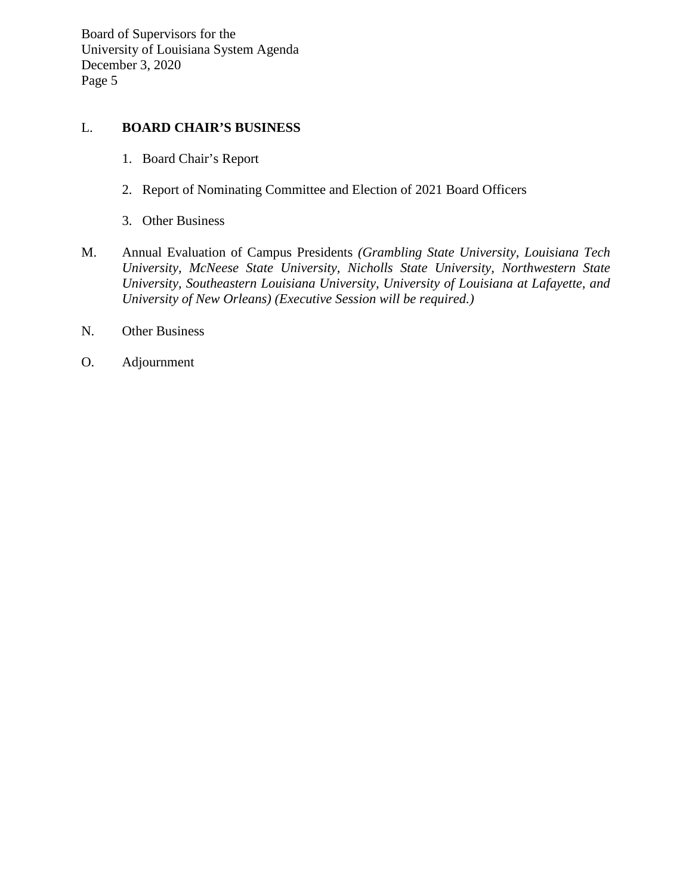L. **BOARD CHAIR'S BUSINESS**

1. Board Chair's Report
2. Report of Nominating Committee and Election of 2021 Board Officers
3. Other Business

M. Annual Evaluation of Campus Presidents *(Grambling State University, Louisiana Tech University, McNeese State University, Nicholls State University, Northwestern State University, Southeastern Louisiana University, University of Louisiana at Lafayette, and University of New Orleans) (Executive Session will be required.)*

N. Other Business

O. Adjournment